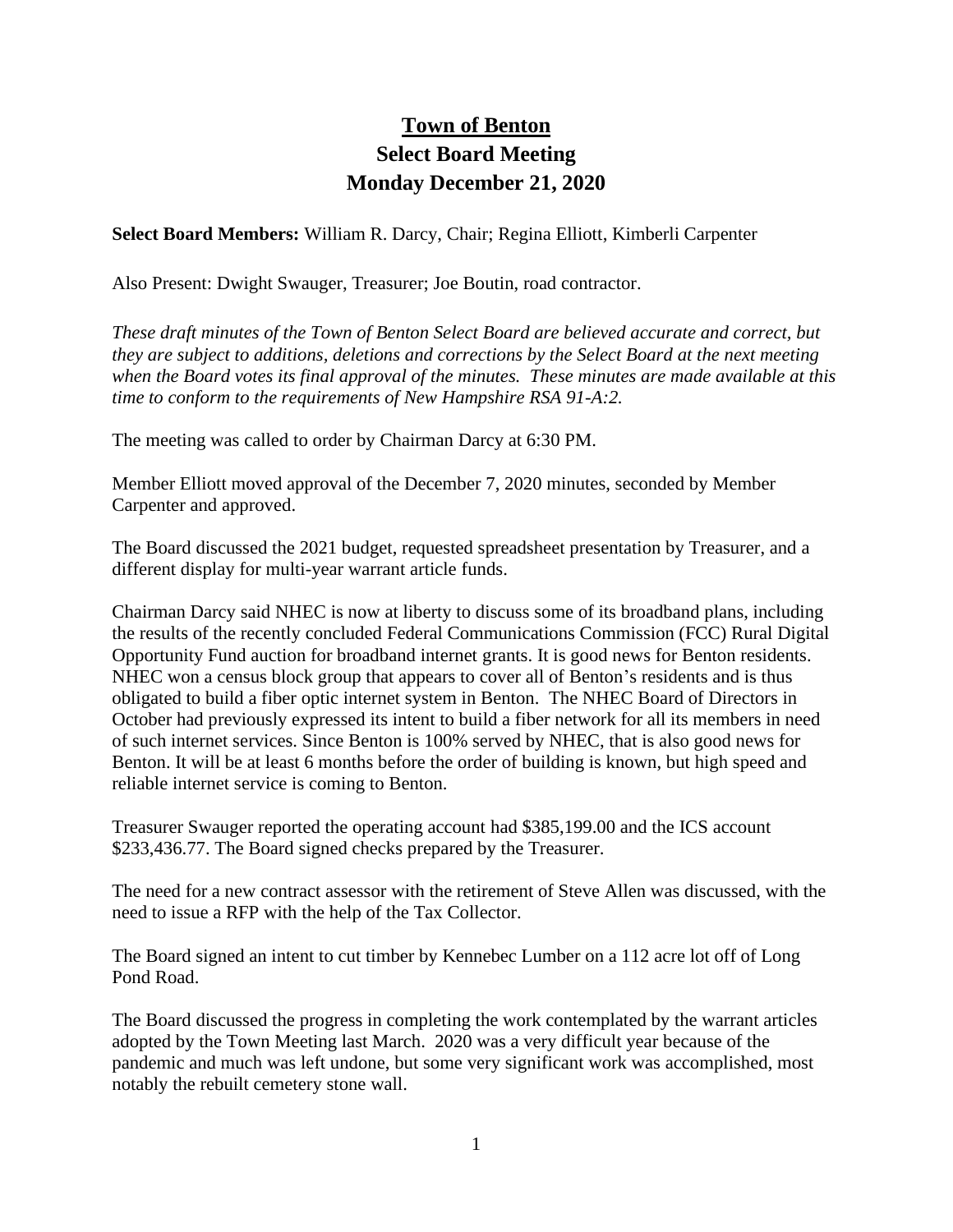# Town of Benton

## Select Board Meeting

## Monday December 21, 2020

**Select Board Members:** William R. Darcy, Chair; Regina Elliott, Kimberli Carpenter

Also Present: Dwight Swauger, Treasurer; Joe Boutin, road contractor.

*These draft minutes of the Town of Benton Select Board are believed accurate and correct, but they are subject to additions, deletions and corrections by the Select Board at the next meeting when the Board votes its final approval of the minutes. These minutes are made available at this time to conform to the requirements of New Hampshire RSA 91-A:2.*

The meeting was called to order by Chairman Darcy at 6:30 PM.

Member Elliott moved approval of the December 7, 2020 minutes, seconded by Member Carpenter and approved.

The Board discussed the 2021 budget, requested spreadsheet presentation by Treasurer, and a different display for multi-year warrant article funds.

Chairman Darcy said NHEC is now at liberty to discuss some of its broadband plans, including the results of the recently concluded Federal Communications Commission (FCC) Rural Digital Opportunity Fund auction for broadband internet grants. It is good news for Benton residents. NHEC won a census block group that appears to cover all of Benton's residents and is thus obligated to build a fiber optic internet system in Benton. The NHEC Board of Directors in October had previously expressed its intent to build a fiber network for all its members in need of such internet services. Since Benton is 100% served by NHEC, that is also good news for Benton. It will be at least 6 months before the order of building is known, but high speed and reliable internet service is coming to Benton.

Treasurer Swauger reported the operating account had $385,199.00 and the ICS account $233,436.77. The Board signed checks prepared by the Treasurer.

The need for a new contract assessor with the retirement of Steve Allen was discussed, with the need to issue a RFP with the help of the Tax Collector.

The Board signed an intent to cut timber by Kennebec Lumber on a 112 acre lot off of Long Pond Road.

The Board discussed the progress in completing the work contemplated by the warrant articles adopted by the Town Meeting last March. 2020 was a very difficult year because of the pandemic and much was left undone, but some very significant work was accomplished, most notably the rebuilt cemetery stone wall.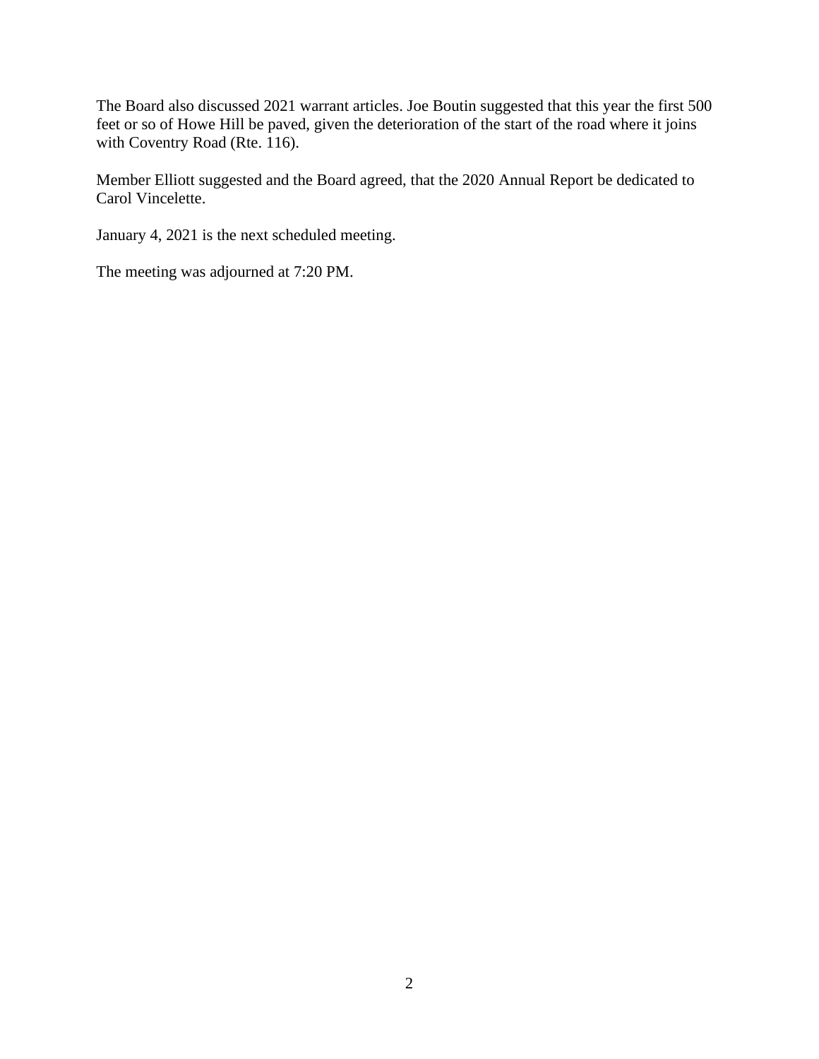The Board also discussed 2021 warrant articles. Joe Boutin suggested that this year the first 500 feet or so of Howe Hill be paved, given the deterioration of the start of the road where it joins with Coventry Road (Rte. 116).

Member Elliott suggested and the Board agreed, that the 2020 Annual Report be dedicated to Carol Vincelette.

January 4, 2021 is the next scheduled meeting.

The meeting was adjourned at 7:20 PM.